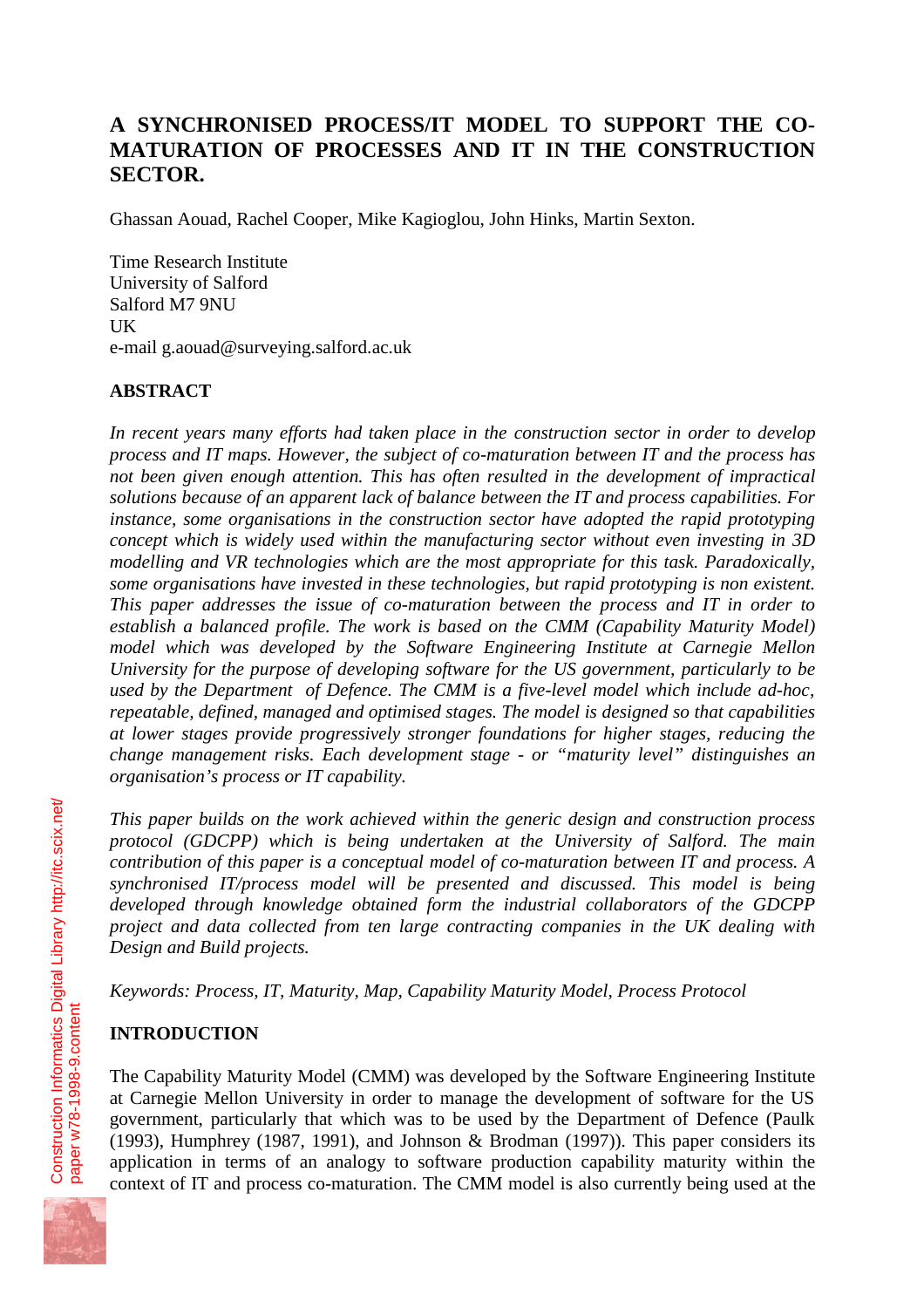# A SYNCHRONISED PROCESS/IT MODEL TO SUPPORT THE CO-MATURATION OF PROCESSES AND IT IN THE CONSTRUCTION SECTOR.

Ghassan Aouad, Rachel Cooper, Mike Kagioglou, John Hinks, Martin Sexton.

Time Research Institute
University of Salford
Salford M7 9NU
UK
e-mail g.aouad@surveying.salford.ac.uk

## ABSTRACT

*In recent years many efforts had taken place in the construction sector in order to develop process and IT maps. However, the subject of co-maturation between IT and the process has not been given enough attention. This has often resulted in the development of impractical solutions because of an apparent lack of balance between the IT and process capabilities. For instance, some organisations in the construction sector have adopted the rapid prototyping concept which is widely used within the manufacturing sector without even investing in 3D modelling and VR technologies which are the most appropriate for this task. Paradoxically, some organisations have invested in these technologies, but rapid prototyping is non existent. This paper addresses the issue of co-maturation between the process and IT in order to establish a balanced profile. The work is based on the CMM (Capability Maturity Model) model which was developed by the Software Engineering Institute at Carnegie Mellon University for the purpose of developing software for the US government, particularly to be used by the Department of Defence. The CMM is a five-level model which include ad-hoc, repeatable, defined, managed and optimised stages. The model is designed so that capabilities at lower stages provide progressively stronger foundations for higher stages, reducing the change management risks. Each development stage - or "maturity level" distinguishes an organisation's process or IT capability.*

*This paper builds on the work achieved within the generic design and construction process protocol (GDCPP) which is being undertaken at the University of Salford. The main contribution of this paper is a conceptual model of co-maturation between IT and process. A synchronised IT/process model will be presented and discussed. This model is being developed through knowledge obtained form the industrial collaborators of the GDCPP project and data collected from ten large contracting companies in the UK dealing with Design and Build projects.*

*Keywords: Process, IT, Maturity, Map, Capability Maturity Model, Process Protocol*

## INTRODUCTION

The Capability Maturity Model (CMM) was developed by the Software Engineering Institute at Carnegie Mellon University in order to manage the development of software for the US government, particularly that which was to be used by the Department of Defence (Paulk (1993), Humphrey (1987, 1991), and Johnson & Brodman (1997)). This paper considers its application in terms of an analogy to software production capability maturity within the context of IT and process co-maturation. The CMM model is also currently being used at the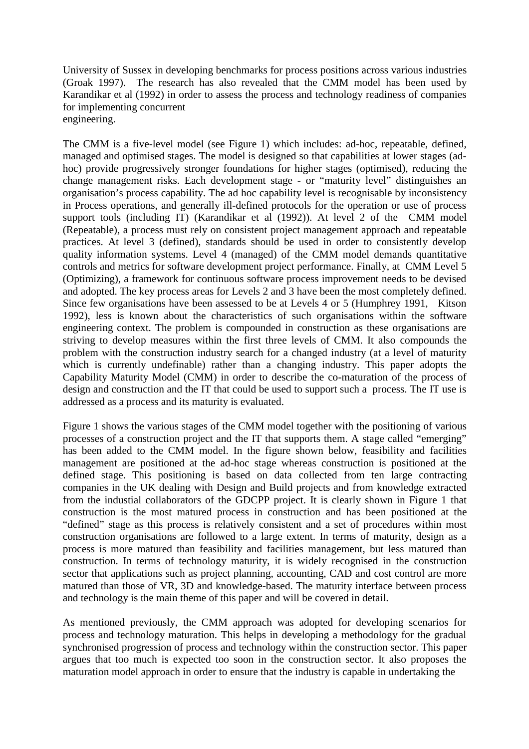University of Sussex in developing benchmarks for process positions across various industries (Groak 1997). The research has also revealed that the CMM model has been used by Karandikar et al (1992) in order to assess the process and technology readiness of companies for implementing concurrent engineering.

The CMM is a five-level model (see Figure 1) which includes: ad-hoc, repeatable, defined, managed and optimised stages. The model is designed so that capabilities at lower stages (ad-hoc) provide progressively stronger foundations for higher stages (optimised), reducing the change management risks. Each development stage - or "maturity level" distinguishes an organisation's process capability. The ad hoc capability level is recognisable by inconsistency in Process operations, and generally ill-defined protocols for the operation or use of process support tools (including IT) (Karandikar et al (1992)). At level 2 of the CMM model (Repeatable), a process must rely on consistent project management approach and repeatable practices. At level 3 (defined), standards should be used in order to consistently develop quality information systems. Level 4 (managed) of the CMM model demands quantitative controls and metrics for software development project performance. Finally, at CMM Level 5 (Optimizing), a framework for continuous software process improvement needs to be devised and adopted. The key process areas for Levels 2 and 3 have been the most completely defined. Since few organisations have been assessed to be at Levels 4 or 5 (Humphrey 1991, Kitson 1992), less is known about the characteristics of such organisations within the software engineering context. The problem is compounded in construction as these organisations are striving to develop measures within the first three levels of CMM. It also compounds the problem with the construction industry search for a changed industry (at a level of maturity which is currently undefinable) rather than a changing industry. This paper adopts the Capability Maturity Model (CMM) in order to describe the co-maturation of the process of design and construction and the IT that could be used to support such a process. The IT use is addressed as a process and its maturity is evaluated.

Figure 1 shows the various stages of the CMM model together with the positioning of various processes of a construction project and the IT that supports them. A stage called "emerging" has been added to the CMM model. In the figure shown below, feasibility and facilities management are positioned at the ad-hoc stage whereas construction is positioned at the defined stage. This positioning is based on data collected from ten large contracting companies in the UK dealing with Design and Build projects and from knowledge extracted from the industial collaborators of the GDCPP project. It is clearly shown in Figure 1 that construction is the most matured process in construction and has been positioned at the "defined" stage as this process is relatively consistent and a set of procedures within most construction organisations are followed to a large extent. In terms of maturity, design as a process is more matured than feasibility and facilities management, but less matured than construction. In terms of technology maturity, it is widely recognised in the construction sector that applications such as project planning, accounting, CAD and cost control are more matured than those of VR, 3D and knowledge-based. The maturity interface between process and technology is the main theme of this paper and will be covered in detail.

As mentioned previously, the CMM approach was adopted for developing scenarios for process and technology maturation. This helps in developing a methodology for the gradual synchronised progression of process and technology within the construction sector. This paper argues that too much is expected too soon in the construction sector. It also proposes the maturation model approach in order to ensure that the industry is capable in undertaking the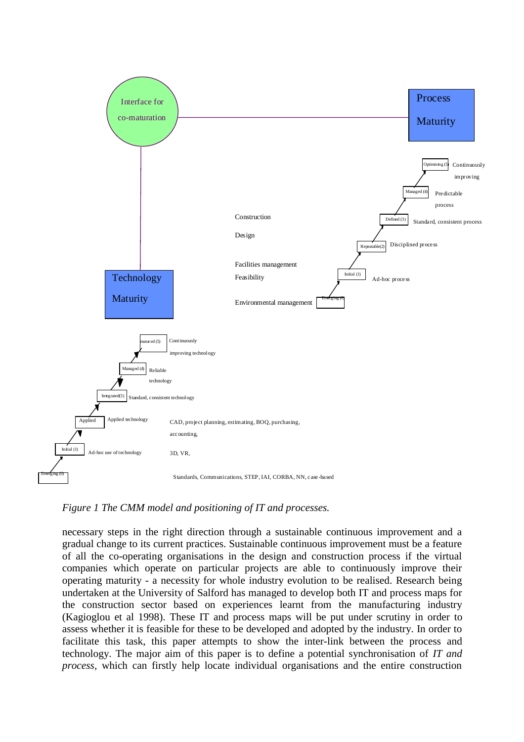Interface for co-maturation

Process Maturity

Optimising (5) Continuously improving

Managed (4) Predictable process

Defined (3) Standard, consistent process

Repeatable(2) Disciplined process

Initial (1) Ad-hoc process

Emerging (0)

Construction

Design

Facilities management

Feasibility

Environmental management

Technology Maturity

matured (5) Continuously improving technology

Managed (4) Reliable technology

Integrated(3) Standard, consistent technology

Applied Applied technology

Initial (1) Ad-hoc use of technology

Emerging (0)

CAD, project planning, estimating, BOQ, purchasing, accounting,

3D, VR,

Standards, Communications, STEP, IAI, CORBA, NN, case-based

*Figure 1 The CMM model and positioning of IT and processes.*

necessary steps in the right direction through a sustainable continuous improvement and a gradual change to its current practices. Sustainable continuous improvement must be a feature of all the co-operating organisations in the design and construction process if the virtual companies which operate on particular projects are able to continuously improve their operating maturity - a necessity for whole industry evolution to be realised. Research being undertaken at the University of Salford has managed to develop both IT and process maps for the construction sector based on experiences learnt from the manufacturing industry (Kagioglou et al 1998). These IT and process maps will be put under scrutiny in order to assess whether it is feasible for these to be developed and adopted by the industry. In order to facilitate this task, this paper attempts to show the inter-link between the process and technology. The major aim of this paper is to define a potential synchronisation of *IT and process*, which can firstly help locate individual organisations and the entire construction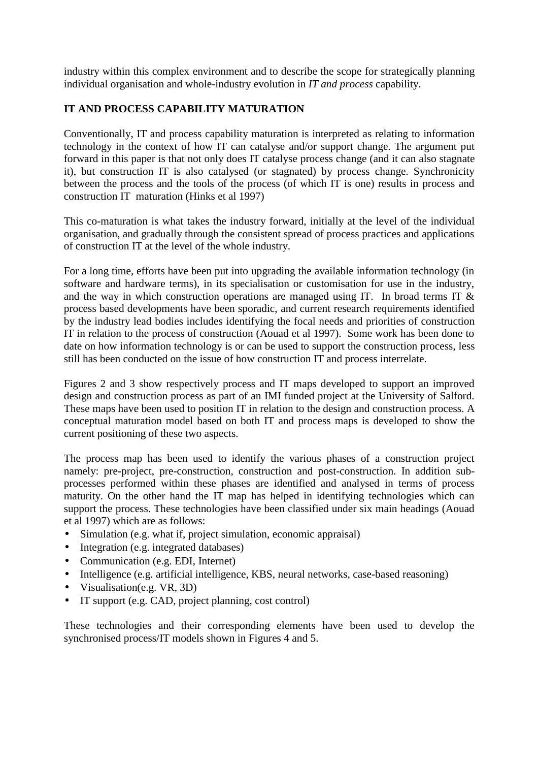industry within this complex environment and to describe the scope for strategically planning individual organisation and whole-industry evolution in *IT and process* capability.

## IT AND PROCESS CAPABILITY MATURATION

Conventionally, IT and process capability maturation is interpreted as relating to information technology in the context of how IT can catalyse and/or support change. The argument put forward in this paper is that not only does IT catalyse process change (and it can also stagnate it), but construction IT is also catalysed (or stagnated) by process change. Synchronicity between the process and the tools of the process (of which IT is one) results in process and construction IT maturation (Hinks et al 1997)

This co-maturation is what takes the industry forward, initially at the level of the individual organisation, and gradually through the consistent spread of process practices and applications of construction IT at the level of the whole industry.

For a long time, efforts have been put into upgrading the available information technology (in software and hardware terms), in its specialisation or customisation for use in the industry, and the way in which construction operations are managed using IT. In broad terms IT & process based developments have been sporadic, and current research requirements identified by the industry lead bodies includes identifying the focal needs and priorities of construction IT in relation to the process of construction (Aouad et al 1997). Some work has been done to date on how information technology is or can be used to support the construction process, less still has been conducted on the issue of how construction IT and process interrelate.

Figures 2 and 3 show respectively process and IT maps developed to support an improved design and construction process as part of an IMI funded project at the University of Salford. These maps have been used to position IT in relation to the design and construction process. A conceptual maturation model based on both IT and process maps is developed to show the current positioning of these two aspects.

The process map has been used to identify the various phases of a construction project namely: pre-project, pre-construction, construction and post-construction. In addition sub-processes performed within these phases are identified and analysed in terms of process maturity. On the other hand the IT map has helped in identifying technologies which can support the process. These technologies have been classified under six main headings (Aouad et al 1997) which are as follows:

- Simulation (e.g. what if, project simulation, economic appraisal)
- Integration (e.g. integrated databases)
- Communication (e.g. EDI, Internet)
- Intelligence (e.g. artificial intelligence, KBS, neural networks, case-based reasoning)
- Visualisation(e.g. VR, 3D)
- IT support (e.g. CAD, project planning, cost control)

These technologies and their corresponding elements have been used to develop the synchronised process/IT models shown in Figures 4 and 5.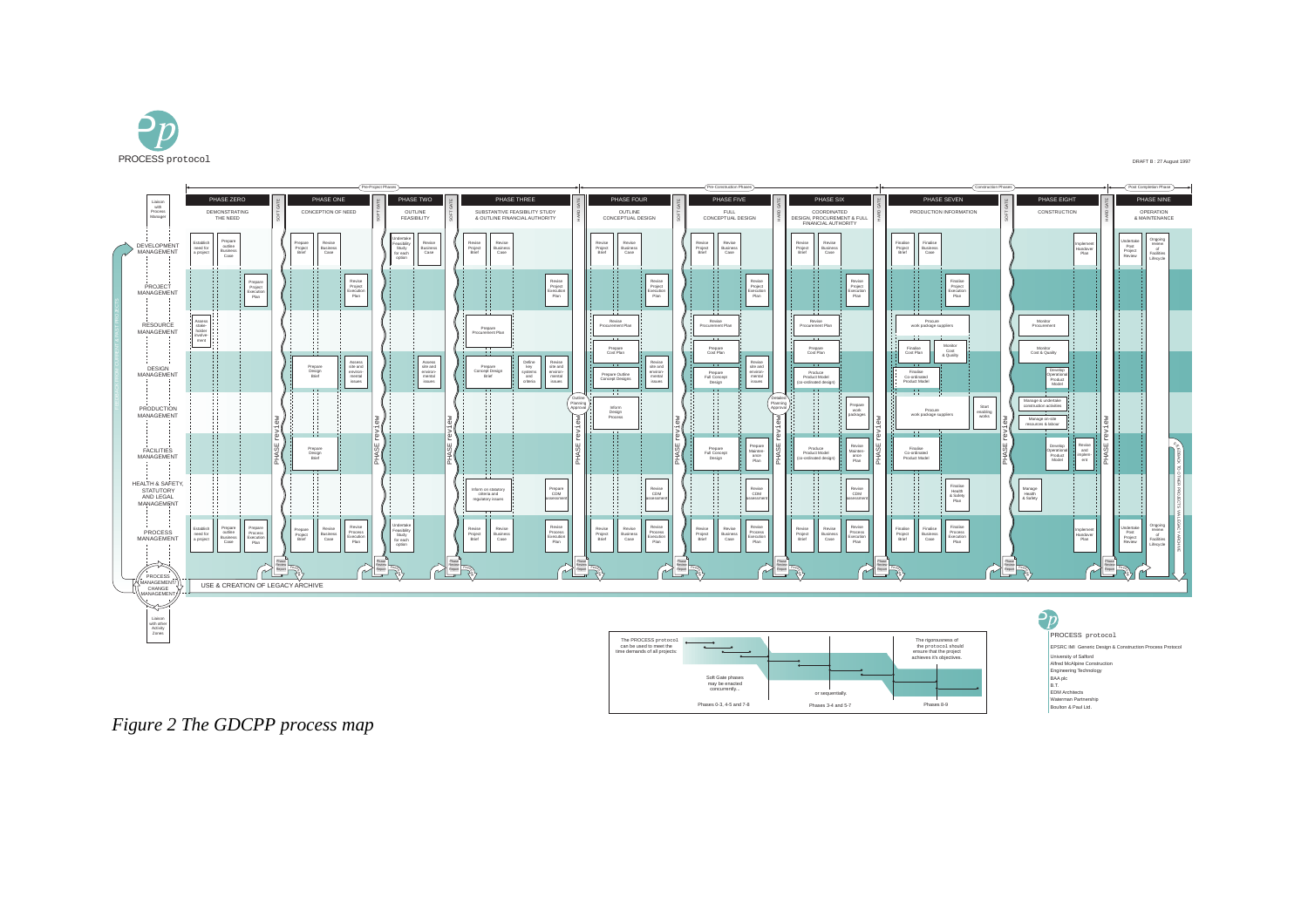PROCESS protocol

DRAFT B : 27 August 1997

| | Pre-Project Phases | | | | Pre-Construction Phases | | | | Construction Phases | | Post Completion Phase |
|---|---|---|---|---|---|---|---|---|---|---|---|
| | PHASE ZERO | PHASE ONE | PHASE TWO | PHASE THREE | PHASE FOUR | PHASE FIVE | PHASE SIX | PHASE SEVEN | PHASE EIGHT | | PHASE NINE |
| | DEMONSTRATING THE NEED | CONCEPTION OF NEED | OUTLINE FEASIBILITY | SUBSTANTIVE FEASIBILITY STUDY & OUTLINE FINANCIAL AUTHORITY | OUTLINE CONCEPTUAL DESIGN | FULL CONCEPTUAL DESIGN | COORDINATED DESIGN, PROCUREMENT & FULL FINANCIAL AUTHORITY | PRODUCTION INFORMATION | CONSTRUCTION | | OPERATION & MAINTENANCE |
| DEVELOPMENT MANAGEMENT | Establish need for a project; Prepare outline Business Case | Prepare Project Brief; Revise Business Case | Undertake Feasibility Study for each option; Revise Business Case | Revise Project Brief; Revise Business Case | Revise Project Brief; Revise Business Case | Revise Project Brief; Revise Business Case | Revise Project Brief; Revise Business Case | Finalise Project Brief; Finalise Business Case | Implement Handover Plan | | Undertake Post Project Review; Ongoing review of Facilities Lifecycle |
| PROJECT MANAGEMENT | Prepare Project Execution Plan | Revise Project Execution Plan | | Revise Project Execution Plan | Revise Project Execution Plan | Revise Project Execution Plan | Revise Project Execution Plan | Finalise Project Execution Plan | | | |
| RESOURCE MANAGEMENT | Assess stakeholder involvement | | | Prepare Procurement Plan | Revise Procurement Plan; Prepare Cost Plan | Revise Procurement Plan; Prepare Cost Plan | Revise Procurement Plan; Prepare Cost Plan | Procure work package suppliers; Finalise Cost Plan; Monitor Cost & Quality | Monitor Procurement; Monitor Cost & Quality | | |
| DESIGN MANAGEMENT | | Prepare Design Brief; Assess site and environmental issues | Assess site and environmental issues | Prepare Concept Design Brief; Define key systems and criteria; Revise site and environmental issues | Prepare Outline Concept Designs; Revise site and environmental issues | Prepare Full Concept Design; Revise site and environmental issues | Produce Product Model (co-ordinated design) | Finalise Co-ordinated Product Model | Develop Operational Product Model | | |
| PRODUCTION MANAGEMENT | | | | Outline Planning Approval | Inform Design Process | Detailed Planning Approval | Prepare work packages | Procure work package suppliers; Start enabling works | Manage & undertake construction activities; Manage on-site resources & labour | | |
| FACILITIES MANAGEMENT | | Prepare Design Brief | | | | Prepare Full Concept Design; Prepare Maintenance Plan | Produce Product Model (co-ordinated design); Revise Maintenance Plan | Finalise Co-ordinated Product Model | Develop Operational Product Model; Revise and implement | | |
| HEALTH & SAFETY, STATUTORY AND LEGAL MANAGEMENT | | | | Inform on statutory criteria and regulatory issues; Prepare CDM assessment | Revise CDM assessment | Revise CDM assessment | Revise CDM assessment | Finalise Health & Safety Plan | Manage Health & Safety | | |
| PROCESS MANAGEMENT | Establish need for a project; Prepare outline Business Case; Prepare Project Execution Plan | Prepare Project Brief; Revise Business Case; Revise Process Execution Plan | Undertake Feasibility Study for each option | Revise Project Brief; Revise Business Case; Revise Process Execution Plan | Revise Project Brief; Revise Business Case; Revise Process Execution Plan | Revise Project Brief; Revise Business Case; Revise Process Execution Plan | Revise Project Brief; Revise Business Case; Revise Process Execution Plan | Finalise Project Brief; Finalise Business Case; Finalise Process Execution Plan | Implement Handover Plan | | Undertake Post Project Review; Ongoing review of Facilities Lifecycle |

Gates between phases: SOFT GATE (Phase 0/1, 1/2, 2/3, 4/5, 7/8), HARD GATE (Phase 3/4, 5/6, 6/7, 8/9). PHASE review after each phase; Phase Review Report.

Liaison with Process Manager

PROCESS MANAGEMENT / CHANGE MANAGEMENT

USE & CREATION OF LEGACY ARCHIVE

FEEDBACK TO OTHER PROJECTS VIA LEGACY ARCHIVE

Liaison with other Activity Zones

The PROCESS protocol can be used to meet the time demands of all projects: Soft Gate phases may be enacted concurrently... or sequentially. The rigorousness of the protocol should ensure that the project achieves it's objectives. Phases 0-3, 4-5 and 7-8; Phases 3-4 and 5-7; Phases 8-9

PROCESS protocol

EPSRC IMI: Generic Design & Construction Process Protocol

University of Salford
Alfred McAlpine Construction
Engineering Technology
BAA plc
B.T.
EDM Architects
Waterman Partnership
Boulton & Paul Ltd.

*Figure 2 The GDCPP process map*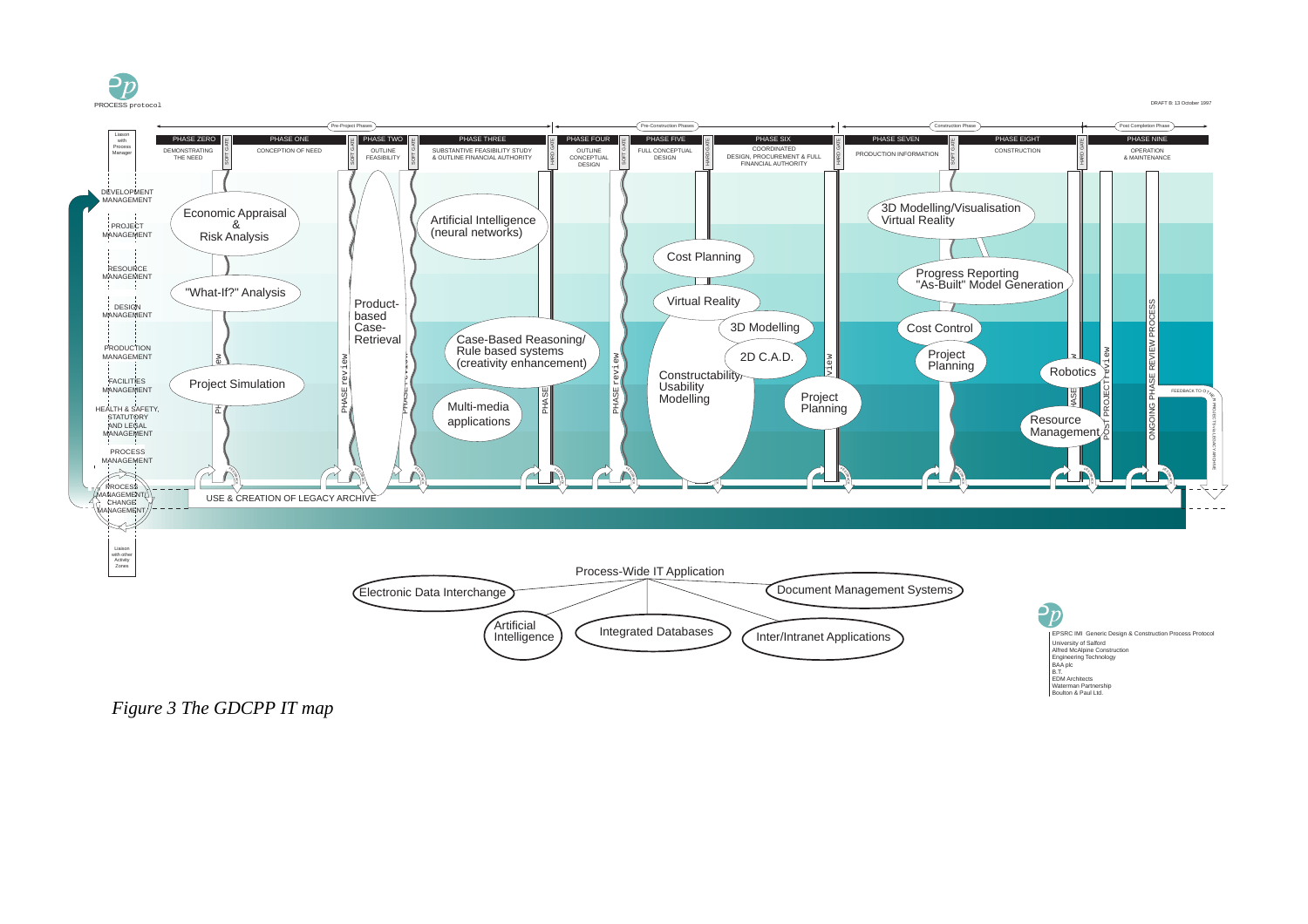PROCESS protocol

DRAFT B: 13 October 1997

| Pre-Project Phases | | | | Pre-Construction Phases | | | Construction Phase | | Post Completion Phase |
|---|---|---|---|---|---|---|---|---|---|
| PHASE ZERO | PHASE ONE | PHASE TWO | PHASE THREE | PHASE FOUR | PHASE FIVE | PHASE SIX | PHASE SEVEN | PHASE EIGHT | PHASE NINE |
| DEMONSTRATING THE NEED | CONCEPTION OF NEED | OUTLINE FEASIBILITY | SUBSTANTIVE FEASIBILITY STUDY & OUTLINE FINANCIAL AUTHORITY | OUTLINE CONCEPTUAL DESIGN | FULL CONCEPTUAL DESIGN | COORDINATED DESIGN, PROCUREMENT & FULL FINANCIAL AUTHORITY | PRODUCTION INFORMATION | CONSTRUCTION | OPERATION & MAINTENANCE |

Activity zones: Liaison with Process Manager; DEVELOPMENT MANAGEMENT; PROJECT MANAGEMENT; RESOURCE MANAGEMENT; DESIGN MANAGEMENT; PRODUCTION MANAGEMENT; FACILITIES MANAGEMENT; HEALTH & SAFETY, STATUTORY AND LEGAL MANAGEMENT; PROCESS MANAGEMENT; PROCESS MANAGEMENT/CHANGE MANAGEMENT; Liaison with other Activity Zones

IT applications by phase:

- Phases Zero–One: Economic Appraisal & Risk Analysis; "What-If?" Analysis; Project Simulation
- Phases Two–Three: Product-based Case-Retrieval; Artificial Intelligence (neural networks); Case-Based Reasoning/ Rule based systems (creativity enhancement); Multi-media applications
- Phases Four–Six: Cost Planning; Virtual Reality; 3D Modelling; 2D C.A.D.; Constructability/ Usability Modelling; Project Planning
- Phases Seven–Eight: 3D Modelling/Visualisation Virtual Reality; Progress Reporting "As-Built" Model Generation; Cost Control; Project Planning; Robotics; Resource Management
- Phase Nine: POST PROJECT review; ONGOING PHASE REVIEW PROCESS; FEEDBACK TO OTHER PROJECTS VIA LEGACY ARCHIVE

USE & CREATION OF LEGACY ARCHIVE

Process-Wide IT Application:

- Electronic Data Interchange
- Document Management Systems
- Artificial Intelligence
- Integrated Databases
- Inter/Intranet Applications

EPSRC IMI Generic Design & Construction Process Protocol
University of Salford
Alfred McAlpine Construction
Engineering Technology
BAA plc
B.T.
EDM Architects
Waterman Partnership
Boulton & Paul Ltd.

*Figure 3 The GDCPP IT map*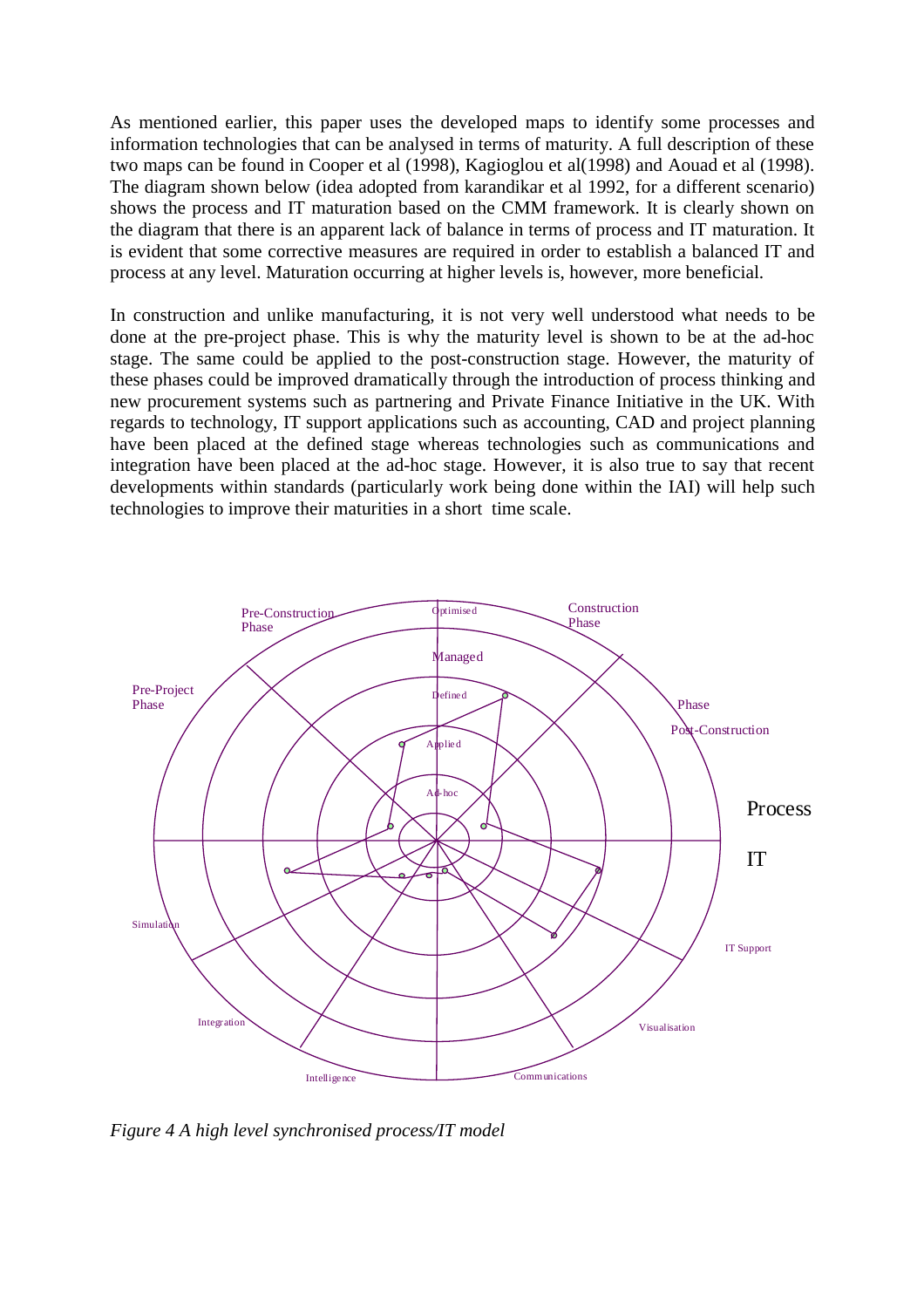As mentioned earlier, this paper uses the developed maps to identify some processes and information technologies that can be analysed in terms of maturity. A full description of these two maps can be found in Cooper et al (1998), Kagioglou et al(1998) and Aouad et al (1998). The diagram shown below (idea adopted from karandikar et al 1992, for a different scenario) shows the process and IT maturation based on the CMM framework. It is clearly shown on the diagram that there is an apparent lack of balance in terms of process and IT maturation. It is evident that some corrective measures are required in order to establish a balanced IT and process at any level. Maturation occurring at higher levels is, however, more beneficial.

In construction and unlike manufacturing, it is not very well understood what needs to be done at the pre-project phase. This is why the maturity level is shown to be at the ad-hoc stage. The same could be applied to the post-construction stage. However, the maturity of these phases could be improved dramatically through the introduction of process thinking and new procurement systems such as partnering and Private Finance Initiative in the UK. With regards to technology, IT support applications such as accounting, CAD and project planning have been placed at the defined stage whereas technologies such as communications and integration have been placed at the ad-hoc stage. However, it is also true to say that recent developments within standards (particularly work being done within the IAI) will help such technologies to improve their maturities in a short time scale.

*Figure 4 A high level synchronised process/IT model*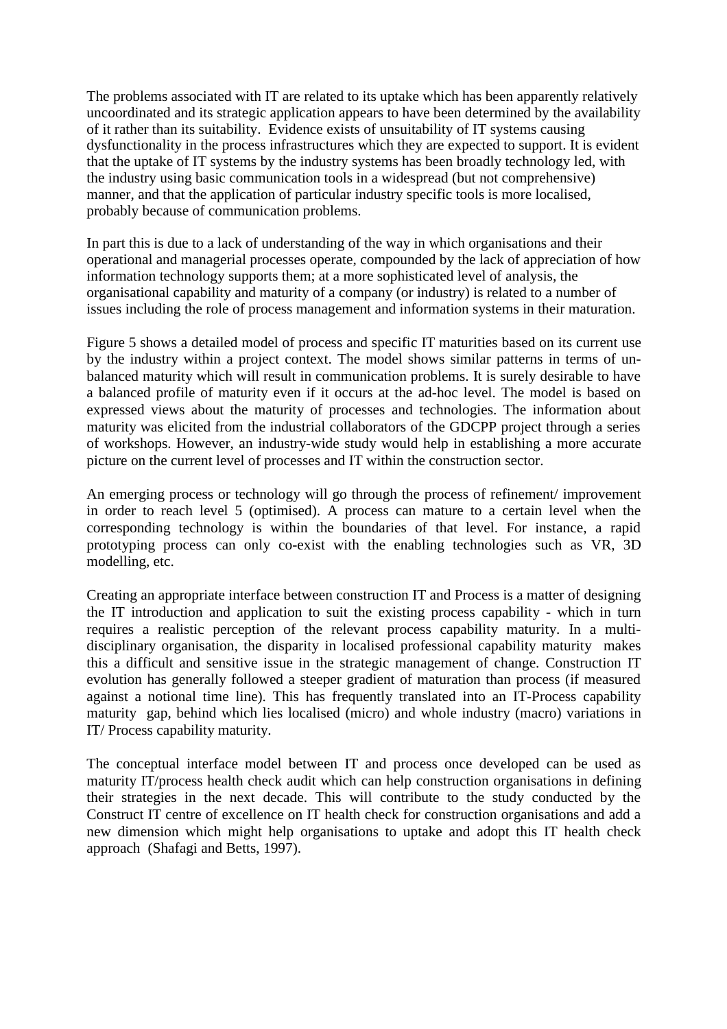The problems associated with IT are related to its uptake which has been apparently relatively uncoordinated and its strategic application appears to have been determined by the availability of it rather than its suitability. Evidence exists of unsuitability of IT systems causing dysfunctionality in the process infrastructures which they are expected to support. It is evident that the uptake of IT systems by the industry systems has been broadly technology led, with the industry using basic communication tools in a widespread (but not comprehensive) manner, and that the application of particular industry specific tools is more localised, probably because of communication problems.

In part this is due to a lack of understanding of the way in which organisations and their operational and managerial processes operate, compounded by the lack of appreciation of how information technology supports them; at a more sophisticated level of analysis, the organisational capability and maturity of a company (or industry) is related to a number of issues including the role of process management and information systems in their maturation.

Figure 5 shows a detailed model of process and specific IT maturities based on its current use by the industry within a project context. The model shows similar patterns in terms of un-balanced maturity which will result in communication problems. It is surely desirable to have a balanced profile of maturity even if it occurs at the ad-hoc level. The model is based on expressed views about the maturity of processes and technologies. The information about maturity was elicited from the industrial collaborators of the GDCPP project through a series of workshops. However, an industry-wide study would help in establishing a more accurate picture on the current level of processes and IT within the construction sector.

An emerging process or technology will go through the process of refinement/ improvement in order to reach level 5 (optimised). A process can mature to a certain level when the corresponding technology is within the boundaries of that level. For instance, a rapid prototyping process can only co-exist with the enabling technologies such as VR, 3D modelling, etc.

Creating an appropriate interface between construction IT and Process is a matter of designing the IT introduction and application to suit the existing process capability - which in turn requires a realistic perception of the relevant process capability maturity. In a multi-disciplinary organisation, the disparity in localised professional capability maturity makes this a difficult and sensitive issue in the strategic management of change. Construction IT evolution has generally followed a steeper gradient of maturation than process (if measured against a notional time line). This has frequently translated into an IT-Process capability maturity gap, behind which lies localised (micro) and whole industry (macro) variations in IT/ Process capability maturity.

The conceptual interface model between IT and process once developed can be used as maturity IT/process health check audit which can help construction organisations in defining their strategies in the next decade. This will contribute to the study conducted by the Construct IT centre of excellence on IT health check for construction organisations and add a new dimension which might help organisations to uptake and adopt this IT health check approach (Shafagi and Betts, 1997).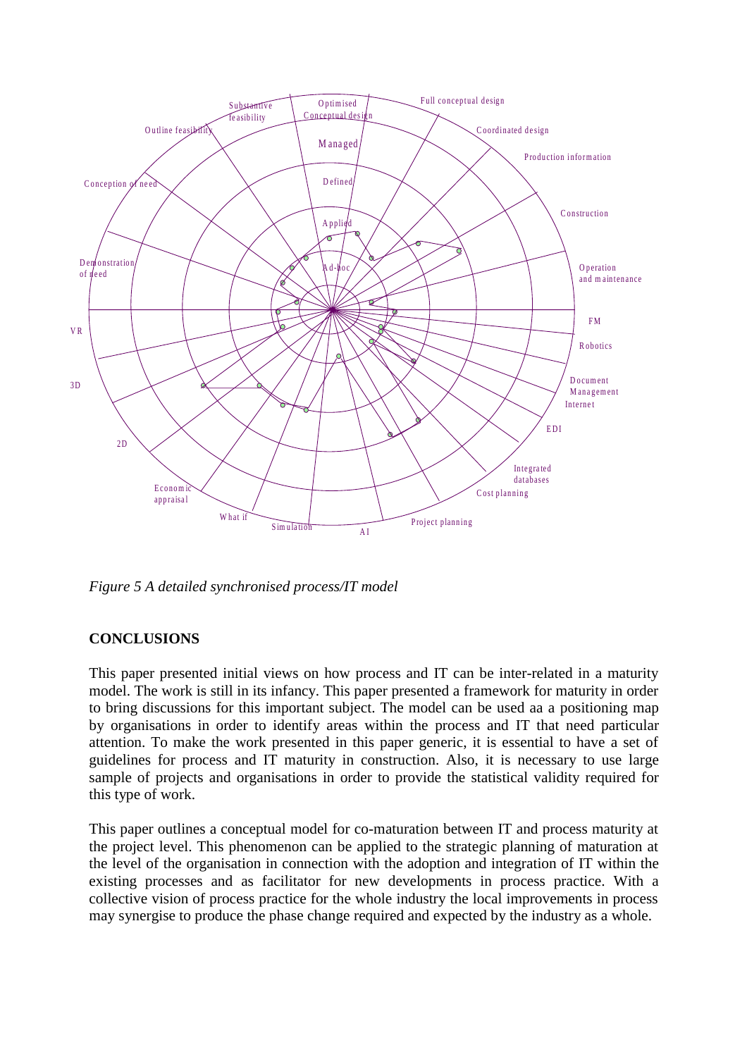*Figure 5 A detailed synchronised process/IT model*

## CONCLUSIONS

This paper presented initial views on how process and IT can be inter-related in a maturity model. The work is still in its infancy. This paper presented a framework for maturity in order to bring discussions for this important subject. The model can be used aa a positioning map by organisations in order to identify areas within the process and IT that need particular attention. To make the work presented in this paper generic, it is essential to have a set of guidelines for process and IT maturity in construction. Also, it is necessary to use large sample of projects and organisations in order to provide the statistical validity required for this type of work.

This paper outlines a conceptual model for co-maturation between IT and process maturity at the project level. This phenomenon can be applied to the strategic planning of maturation at the level of the organisation in connection with the adoption and integration of IT within the existing processes and as facilitator for new developments in process practice. With a collective vision of process practice for the whole industry the local improvements in process may synergise to produce the phase change required and expected by the industry as a whole.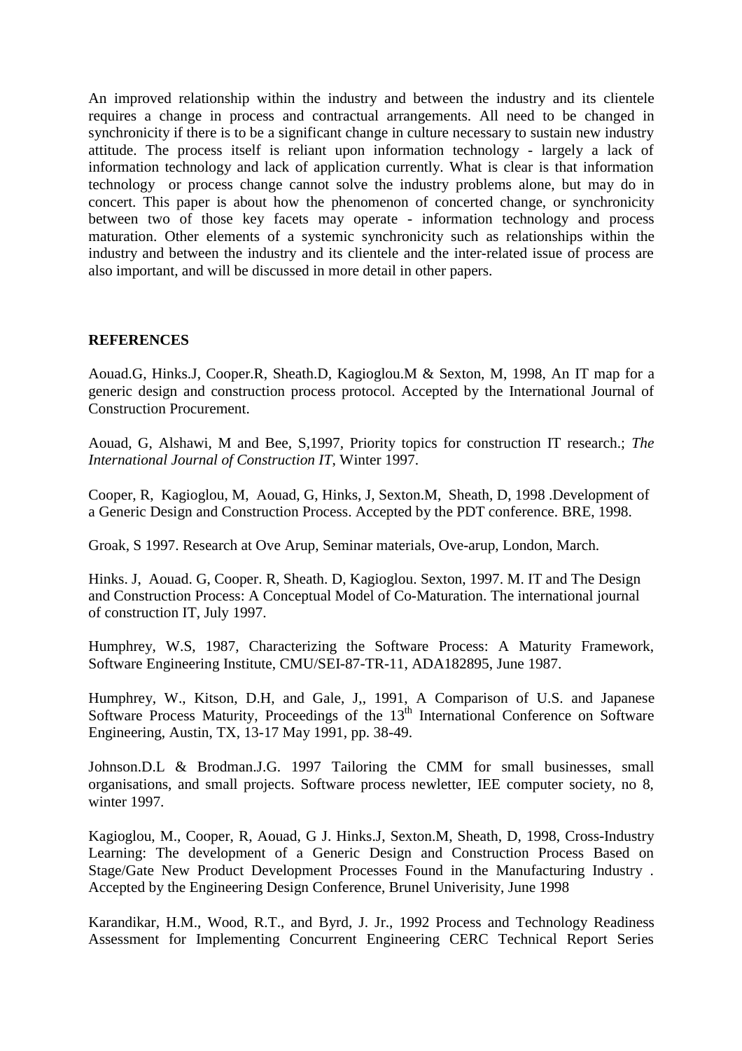An improved relationship within the industry and between the industry and its clientele requires a change in process and contractual arrangements. All need to be changed in synchronicity if there is to be a significant change in culture necessary to sustain new industry attitude. The process itself is reliant upon information technology - largely a lack of information technology and lack of application currently. What is clear is that information technology or process change cannot solve the industry problems alone, but may do in concert. This paper is about how the phenomenon of concerted change, or synchronicity between two of those key facets may operate - information technology and process maturation. Other elements of a systemic synchronicity such as relationships within the industry and between the industry and its clientele and the inter-related issue of process are also important, and will be discussed in more detail in other papers.

## REFERENCES

Aouad.G, Hinks.J, Cooper.R, Sheath.D, Kagioglou.M & Sexton, M, 1998, An IT map for a generic design and construction process protocol. Accepted by the International Journal of Construction Procurement.

Aouad, G, Alshawi, M and Bee, S,1997, Priority topics for construction IT research.; *The International Journal of Construction IT*, Winter 1997.

Cooper, R, Kagioglou, M, Aouad, G, Hinks, J, Sexton.M, Sheath, D, 1998 .Development of a Generic Design and Construction Process. Accepted by the PDT conference. BRE, 1998.

Groak, S 1997. Research at Ove Arup, Seminar materials, Ove-arup, London, March.

Hinks. J, Aouad. G, Cooper. R, Sheath. D, Kagioglou. Sexton, 1997. M. IT and The Design and Construction Process: A Conceptual Model of Co-Maturation. The international journal of construction IT, July 1997.

Humphrey, W.S, 1987, Characterizing the Software Process: A Maturity Framework, Software Engineering Institute, CMU/SEI-87-TR-11, ADA182895, June 1987.

Humphrey, W., Kitson, D.H, and Gale, J,, 1991, A Comparison of U.S. and Japanese Software Process Maturity, Proceedings of the 13th International Conference on Software Engineering, Austin, TX, 13-17 May 1991, pp. 38-49.

Johnson.D.L & Brodman.J.G. 1997 Tailoring the CMM for small businesses, small organisations, and small projects. Software process newletter, IEE computer society, no 8, winter 1997.

Kagioglou, M., Cooper, R, Aouad, G J. Hinks.J, Sexton.M, Sheath, D, 1998, Cross-Industry Learning: The development of a Generic Design and Construction Process Based on Stage/Gate New Product Development Processes Found in the Manufacturing Industry . Accepted by the Engineering Design Conference, Brunel Univerisity, June 1998

Karandikar, H.M., Wood, R.T., and Byrd, J. Jr., 1992 Process and Technology Readiness Assessment for Implementing Concurrent Engineering CERC Technical Report Series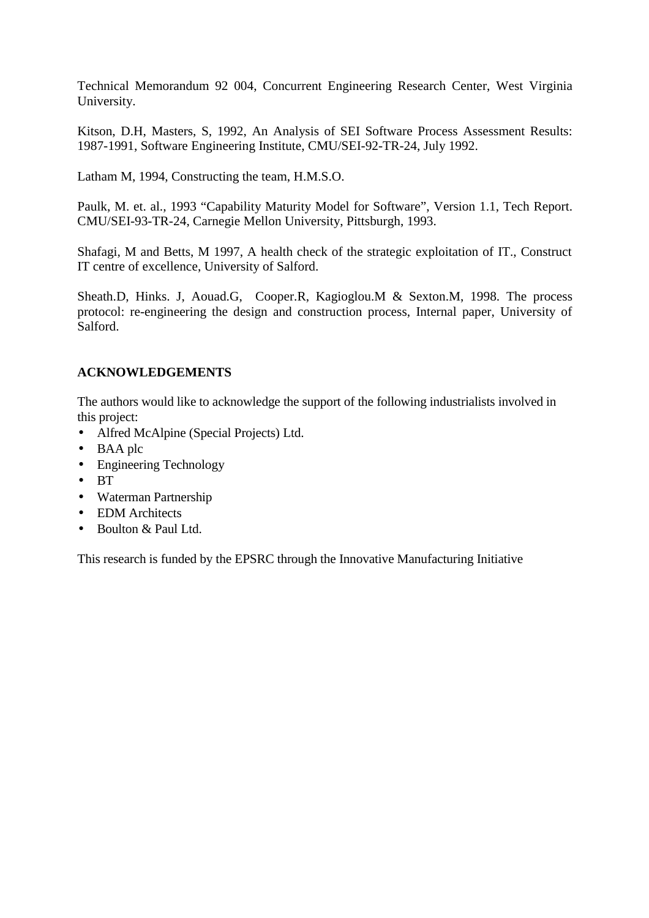Technical Memorandum 92 004, Concurrent Engineering Research Center, West Virginia University.

Kitson, D.H, Masters, S, 1992, An Analysis of SEI Software Process Assessment Results: 1987-1991, Software Engineering Institute, CMU/SEI-92-TR-24, July 1992.

Latham M, 1994, Constructing the team, H.M.S.O.

Paulk, M. et. al., 1993 "Capability Maturity Model for Software", Version 1.1, Tech Report. CMU/SEI-93-TR-24, Carnegie Mellon University, Pittsburgh, 1993.

Shafagi, M and Betts, M 1997, A health check of the strategic exploitation of IT., Construct IT centre of excellence, University of Salford.

Sheath.D, Hinks. J, Aouad.G, Cooper.R, Kagioglou.M & Sexton.M, 1998. The process protocol: re-engineering the design and construction process, Internal paper, University of Salford.

## ACKNOWLEDGEMENTS

The authors would like to acknowledge the support of the following industrialists involved in this project:

- Alfred McAlpine (Special Projects) Ltd.
- BAA plc
- Engineering Technology
- BT
- Waterman Partnership
- EDM Architects
- Boulton & Paul Ltd.

This research is funded by the EPSRC through the Innovative Manufacturing Initiative